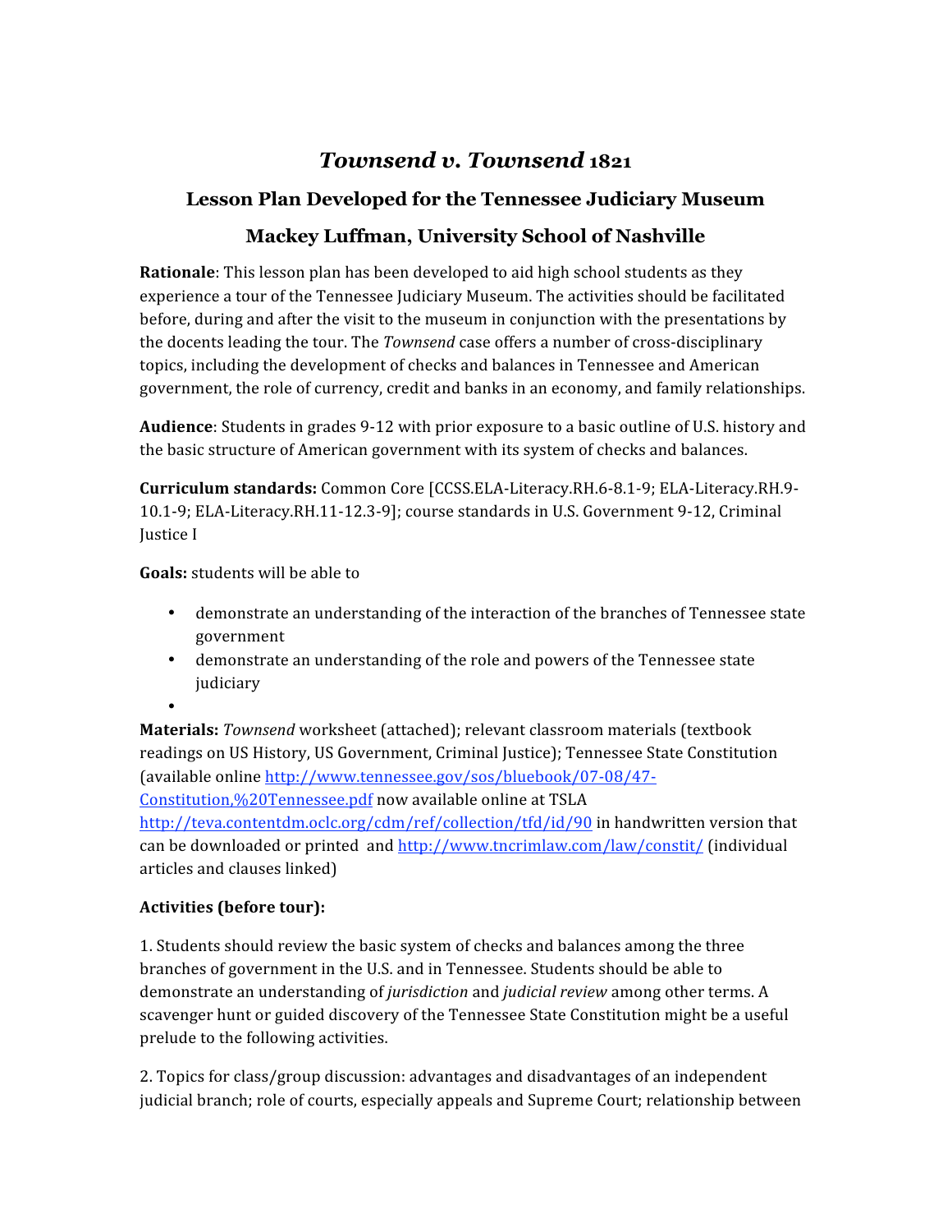# *Townsend v. Townsend* 1821

## Lesson Plan Developed for the Tennessee Judiciary Museum

## Mackey Luffman, University School of Nashville

**Rationale**: This lesson plan has been developed to aid high school students as they experience a tour of the Tennessee Judiciary Museum. The activities should be facilitated before, during and after the visit to the museum in conjunction with the presentations by the docents leading the tour. The *Townsend* case offers a number of cross-disciplinary topics, including the development of checks and balances in Tennessee and American government, the role of currency, credit and banks in an economy, and family relationships.

**Audience**: Students in grades 9-12 with prior exposure to a basic outline of U.S. history and the basic structure of American government with its system of checks and balances.

**Curriculum standards:** Common Core [CCSS.ELA-Literacy.RH.6-8.1-9; ELA-Literacy.RH.9-10.1-9; ELA-Literacy.RH.11-12.3-9]; course standards in U.S. Government 9-12, Criminal Justice I

**Goals:** students will be able to

- demonstrate an understanding of the interaction of the branches of Tennessee state government
- demonstrate an understanding of the role and powers of the Tennessee state judiciary
- 

**Materials:** *Townsend* worksheet (attached); relevant classroom materials (textbook readings on US History, US Government, Criminal Justice); Tennessee State Constitution (available online http://www.tennessee.gov/sos/bluebook/07-08/47-Constitution,%20Tennessee.pdf now available online at TSLA http://teva.contentdm.oclc.org/cdm/ref/collection/tfd/id/90 in handwritten version that can be downloaded or printed and http://www.tncrimlaw.com/law/constit/ (individual articles and clauses linked)

**Activities (before tour):**

1. Students should review the basic system of checks and balances among the three branches of government in the U.S. and in Tennessee. Students should be able to demonstrate an understanding of *jurisdiction* and *judicial review* among other terms. A scavenger hunt or guided discovery of the Tennessee State Constitution might be a useful prelude to the following activities.

2. Topics for class/group discussion: advantages and disadvantages of an independent judicial branch; role of courts, especially appeals and Supreme Court; relationship between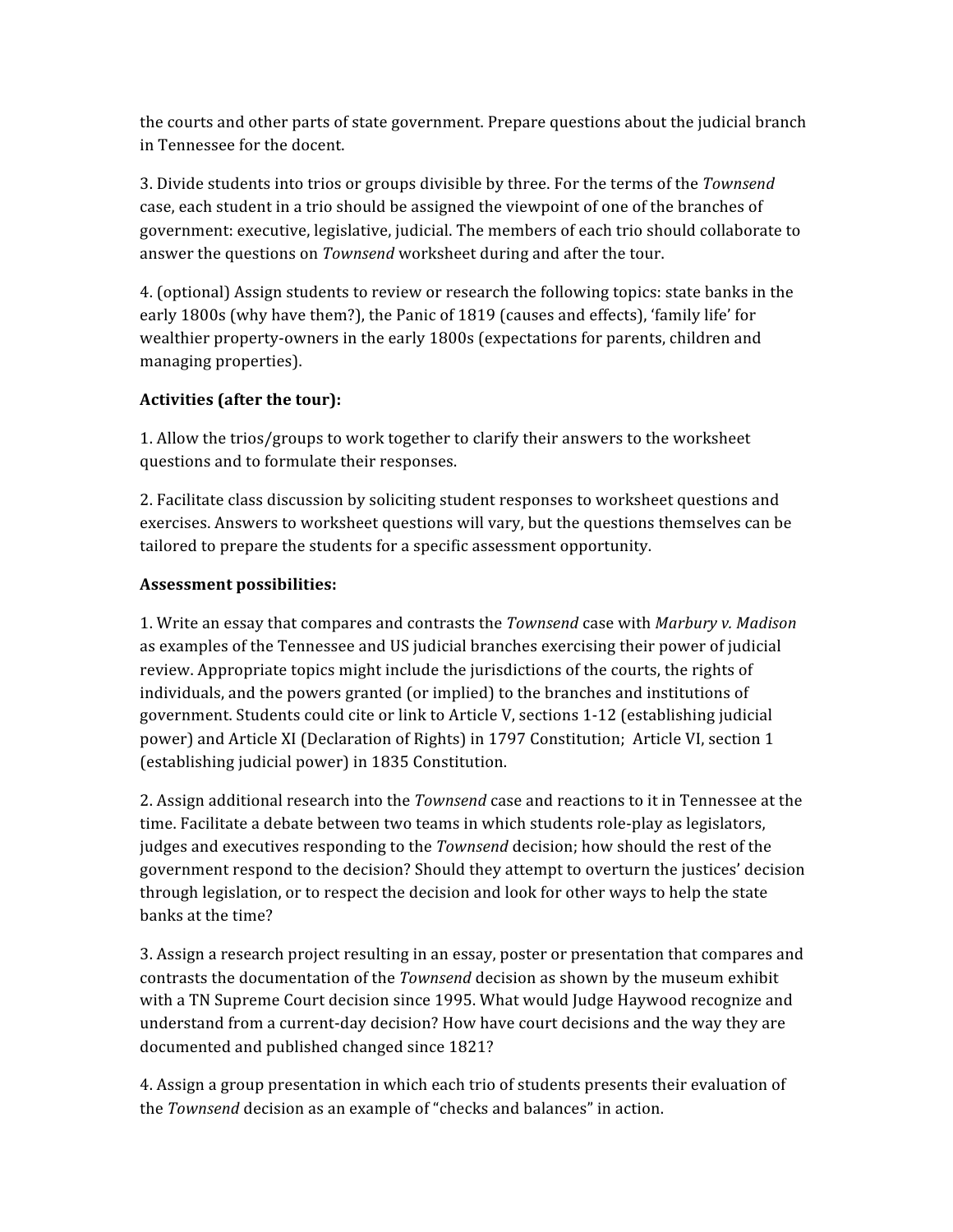the courts and other parts of state government. Prepare questions about the judicial branch in Tennessee for the docent.

3. Divide students into trios or groups divisible by three. For the terms of the *Townsend* case, each student in a trio should be assigned the viewpoint of one of the branches of government: executive, legislative, judicial. The members of each trio should collaborate to answer the questions on *Townsend* worksheet during and after the tour.

4. (optional) Assign students to review or research the following topics: state banks in the early 1800s (why have them?), the Panic of 1819 (causes and effects), 'family life' for wealthier property-owners in the early 1800s (expectations for parents, children and managing properties).

**Activities (after the tour):**

1. Allow the trios/groups to work together to clarify their answers to the worksheet questions and to formulate their responses.

2. Facilitate class discussion by soliciting student responses to worksheet questions and exercises. Answers to worksheet questions will vary, but the questions themselves can be tailored to prepare the students for a specific assessment opportunity.

**Assessment possibilities:**

1. Write an essay that compares and contrasts the *Townsend* case with *Marbury v. Madison* as examples of the Tennessee and US judicial branches exercising their power of judicial review. Appropriate topics might include the jurisdictions of the courts, the rights of individuals, and the powers granted (or implied) to the branches and institutions of government. Students could cite or link to Article V, sections 1-12 (establishing judicial power) and Article XI (Declaration of Rights) in 1797 Constitution; Article VI, section 1 (establishing judicial power) in 1835 Constitution.

2. Assign additional research into the *Townsend* case and reactions to it in Tennessee at the time. Facilitate a debate between two teams in which students role-play as legislators, judges and executives responding to the *Townsend* decision; how should the rest of the government respond to the decision? Should they attempt to overturn the justices' decision through legislation, or to respect the decision and look for other ways to help the state banks at the time?

3. Assign a research project resulting in an essay, poster or presentation that compares and contrasts the documentation of the *Townsend* decision as shown by the museum exhibit with a TN Supreme Court decision since 1995. What would Judge Haywood recognize and understand from a current-day decision? How have court decisions and the way they are documented and published changed since 1821?

4. Assign a group presentation in which each trio of students presents their evaluation of the *Townsend* decision as an example of "checks and balances" in action.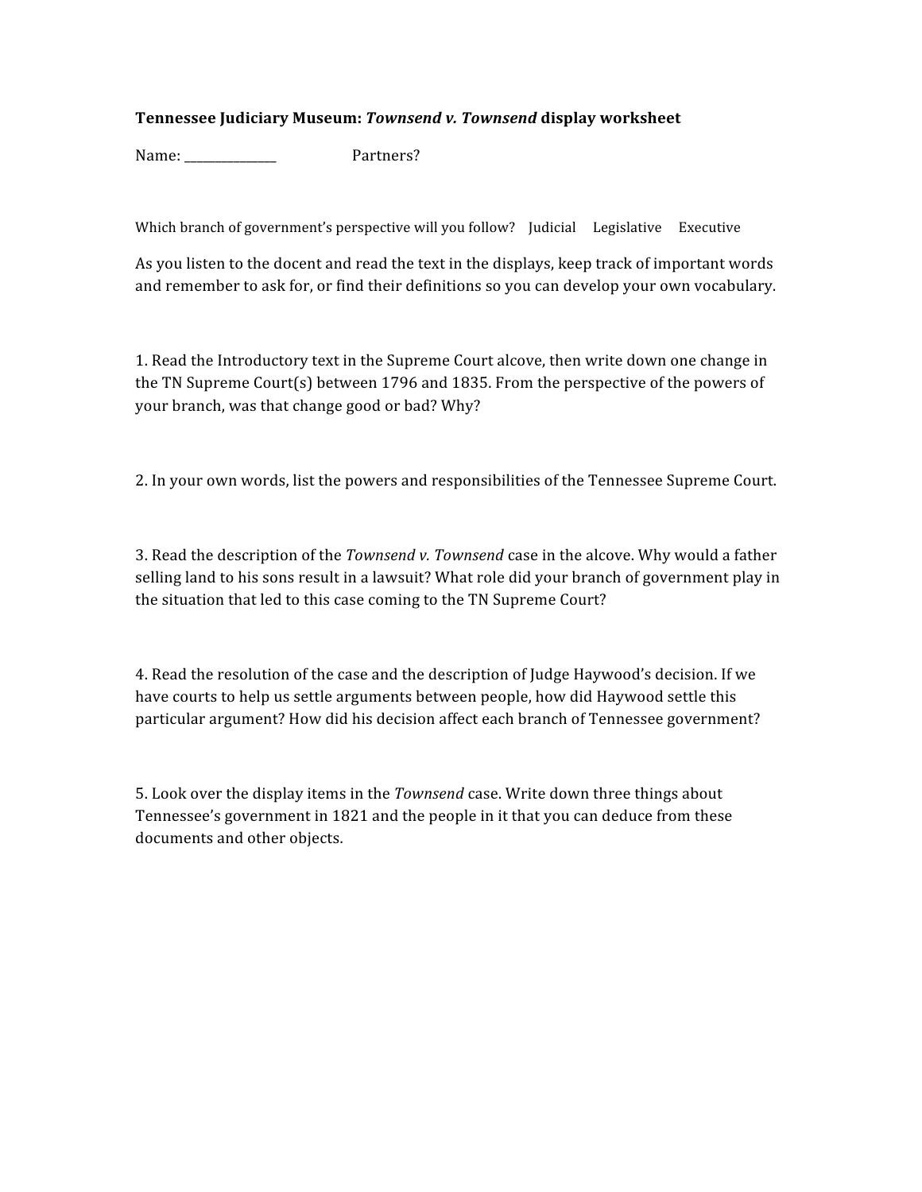**Tennessee Judiciary Museum: *Townsend v. Townsend* display worksheet**

Name: _______________ Partners?

Which branch of government's perspective will you follow? Judicial Legislative Executive

As you listen to the docent and read the text in the displays, keep track of important words and remember to ask for, or find their definitions so you can develop your own vocabulary.

1. Read the Introductory text in the Supreme Court alcove, then write down one change in the TN Supreme Court(s) between 1796 and 1835. From the perspective of the powers of your branch, was that change good or bad? Why?

2. In your own words, list the powers and responsibilities of the Tennessee Supreme Court.

3. Read the description of the *Townsend v. Townsend* case in the alcove. Why would a father selling land to his sons result in a lawsuit? What role did your branch of government play in the situation that led to this case coming to the TN Supreme Court?

4. Read the resolution of the case and the description of Judge Haywood's decision. If we have courts to help us settle arguments between people, how did Haywood settle this particular argument? How did his decision affect each branch of Tennessee government?

5. Look over the display items in the *Townsend* case. Write down three things about Tennessee's government in 1821 and the people in it that you can deduce from these documents and other objects.